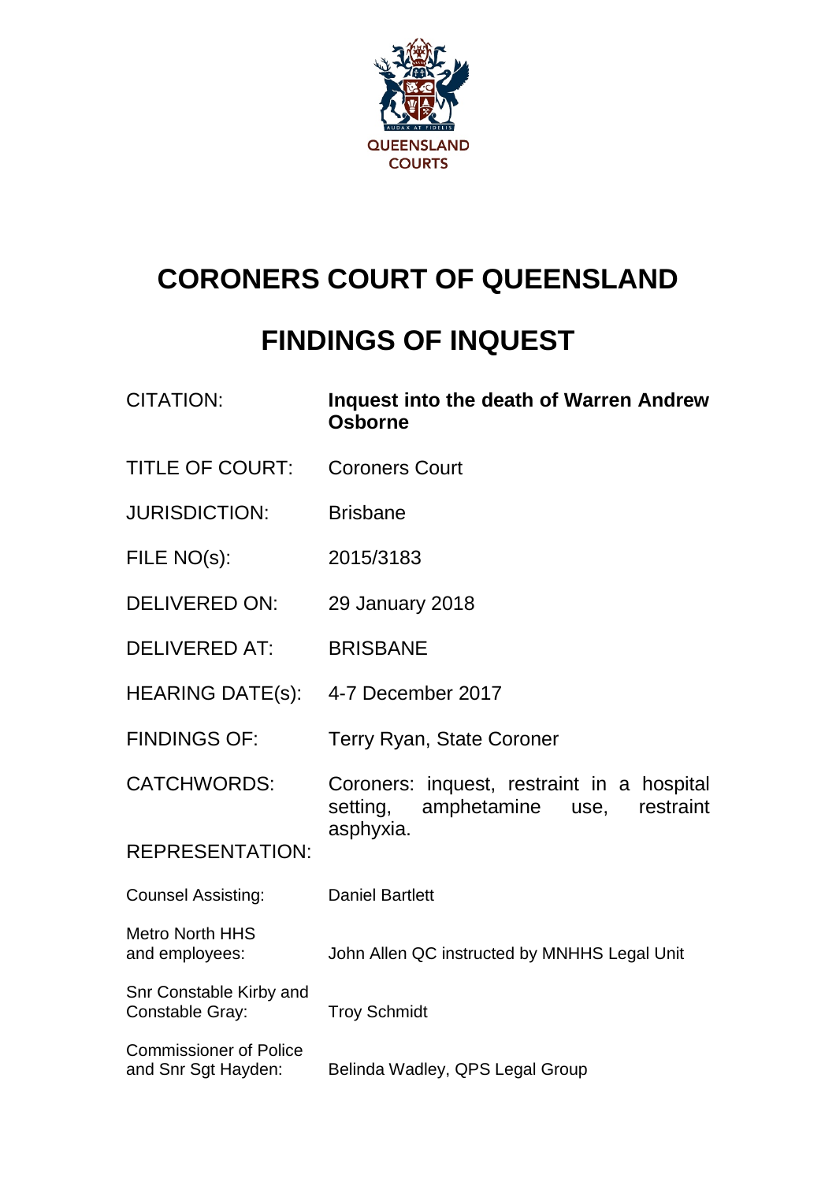QUEENSLAND COURTS

# CORONERS COURT OF QUEENSLAND

# FINDINGS OF INQUEST

| | |
|---|---|
| CITATION: | **Inquest into the death of Warren Andrew Osborne** |
| TITLE OF COURT: | Coroners Court |
| JURISDICTION: | Brisbane |
| FILE NO(s): | 2015/3183 |
| DELIVERED ON: | 29 January 2018 |
| DELIVERED AT: | BRISBANE |
| HEARING DATE(s): | 4-7 December 2017 |
| FINDINGS OF: | Terry Ryan, State Coroner |
| CATCHWORDS: | Coroners: inquest, restraint in a hospital setting, amphetamine use, restraint asphyxia. |

REPRESENTATION:

| | |
|---|---|
| Counsel Assisting: | Daniel Bartlett |
| Metro North HHS and employees: | John Allen QC instructed by MNHHS Legal Unit |
| Snr Constable Kirby and Constable Gray: | Troy Schmidt |
| Commissioner of Police and Snr Sgt Hayden: | Belinda Wadley, QPS Legal Group |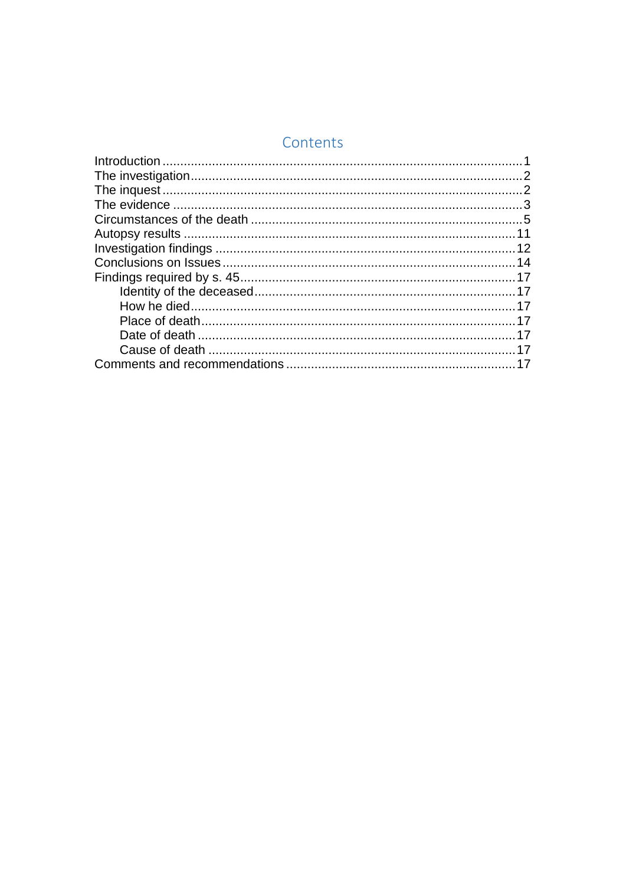# Contents

Introduction ..................................................................................................... 1
The investigation............................................................................................. 2
The inquest ..................................................................................................... 2
The evidence .................................................................................................. 3
Circumstances of the death ............................................................................ 5
Autopsy results ............................................................................................. 11
Investigation findings .................................................................................... 12
Conclusions on Issues .................................................................................. 14
Findings required by s. 45............................................................................. 17
    Identity of the deceased.......................................................................... 17
    How he died........................................................................................... 17
    Place of death......................................................................................... 17
    Date of death .......................................................................................... 17
    Cause of death ....................................................................................... 17
Comments and recommendations ................................................................ 17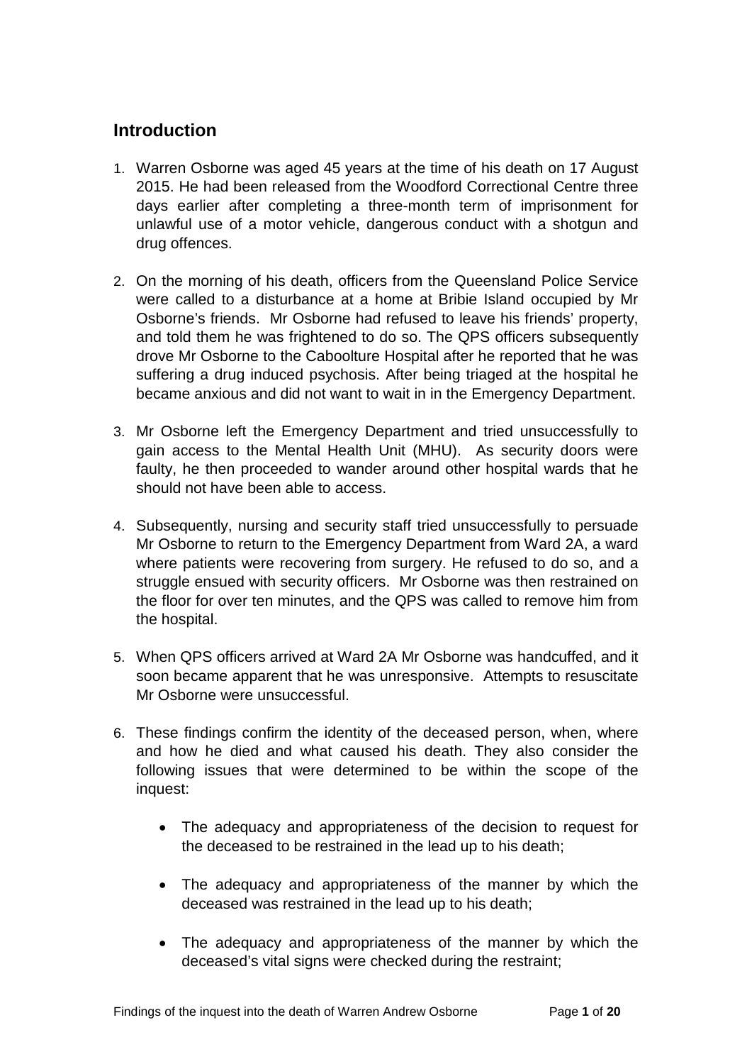## Introduction

1. Warren Osborne was aged 45 years at the time of his death on 17 August 2015. He had been released from the Woodford Correctional Centre three days earlier after completing a three-month term of imprisonment for unlawful use of a motor vehicle, dangerous conduct with a shotgun and drug offences.

2. On the morning of his death, officers from the Queensland Police Service were called to a disturbance at a home at Bribie Island occupied by Mr Osborne's friends. Mr Osborne had refused to leave his friends' property, and told them he was frightened to do so. The QPS officers subsequently drove Mr Osborne to the Caboolture Hospital after he reported that he was suffering a drug induced psychosis. After being triaged at the hospital he became anxious and did not want to wait in in the Emergency Department.

3. Mr Osborne left the Emergency Department and tried unsuccessfully to gain access to the Mental Health Unit (MHU). As security doors were faulty, he then proceeded to wander around other hospital wards that he should not have been able to access.

4. Subsequently, nursing and security staff tried unsuccessfully to persuade Mr Osborne to return to the Emergency Department from Ward 2A, a ward where patients were recovering from surgery. He refused to do so, and a struggle ensued with security officers. Mr Osborne was then restrained on the floor for over ten minutes, and the QPS was called to remove him from the hospital.

5. When QPS officers arrived at Ward 2A Mr Osborne was handcuffed, and it soon became apparent that he was unresponsive. Attempts to resuscitate Mr Osborne were unsuccessful.

6. These findings confirm the identity of the deceased person, when, where and how he died and what caused his death. They also consider the following issues that were determined to be within the scope of the inquest:

   - The adequacy and appropriateness of the decision to request for the deceased to be restrained in the lead up to his death;

   - The adequacy and appropriateness of the manner by which the deceased was restrained in the lead up to his death;

   - The adequacy and appropriateness of the manner by which the deceased's vital signs were checked during the restraint;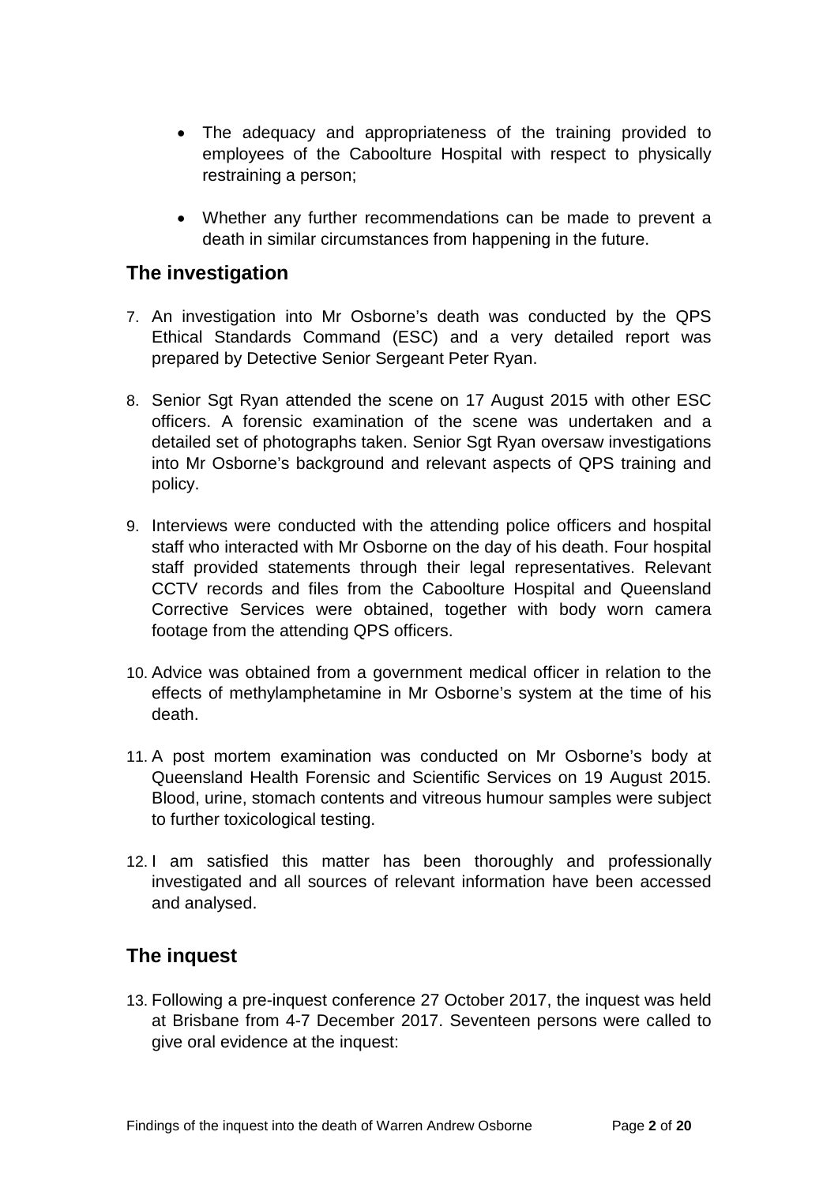- The adequacy and appropriateness of the training provided to employees of the Caboolture Hospital with respect to physically restraining a person;
- Whether any further recommendations can be made to prevent a death in similar circumstances from happening in the future.

## The investigation

7. An investigation into Mr Osborne's death was conducted by the QPS Ethical Standards Command (ESC) and a very detailed report was prepared by Detective Senior Sergeant Peter Ryan.

8. Senior Sgt Ryan attended the scene on 17 August 2015 with other ESC officers. A forensic examination of the scene was undertaken and a detailed set of photographs taken. Senior Sgt Ryan oversaw investigations into Mr Osborne's background and relevant aspects of QPS training and policy.

9. Interviews were conducted with the attending police officers and hospital staff who interacted with Mr Osborne on the day of his death. Four hospital staff provided statements through their legal representatives. Relevant CCTV records and files from the Caboolture Hospital and Queensland Corrective Services were obtained, together with body worn camera footage from the attending QPS officers.

10. Advice was obtained from a government medical officer in relation to the effects of methylamphetamine in Mr Osborne's system at the time of his death.

11. A post mortem examination was conducted on Mr Osborne's body at Queensland Health Forensic and Scientific Services on 19 August 2015. Blood, urine, stomach contents and vitreous humour samples were subject to further toxicological testing.

12. I am satisfied this matter has been thoroughly and professionally investigated and all sources of relevant information have been accessed and analysed.

## The inquest

13. Following a pre-inquest conference 27 October 2017, the inquest was held at Brisbane from 4-7 December 2017. Seventeen persons were called to give oral evidence at the inquest: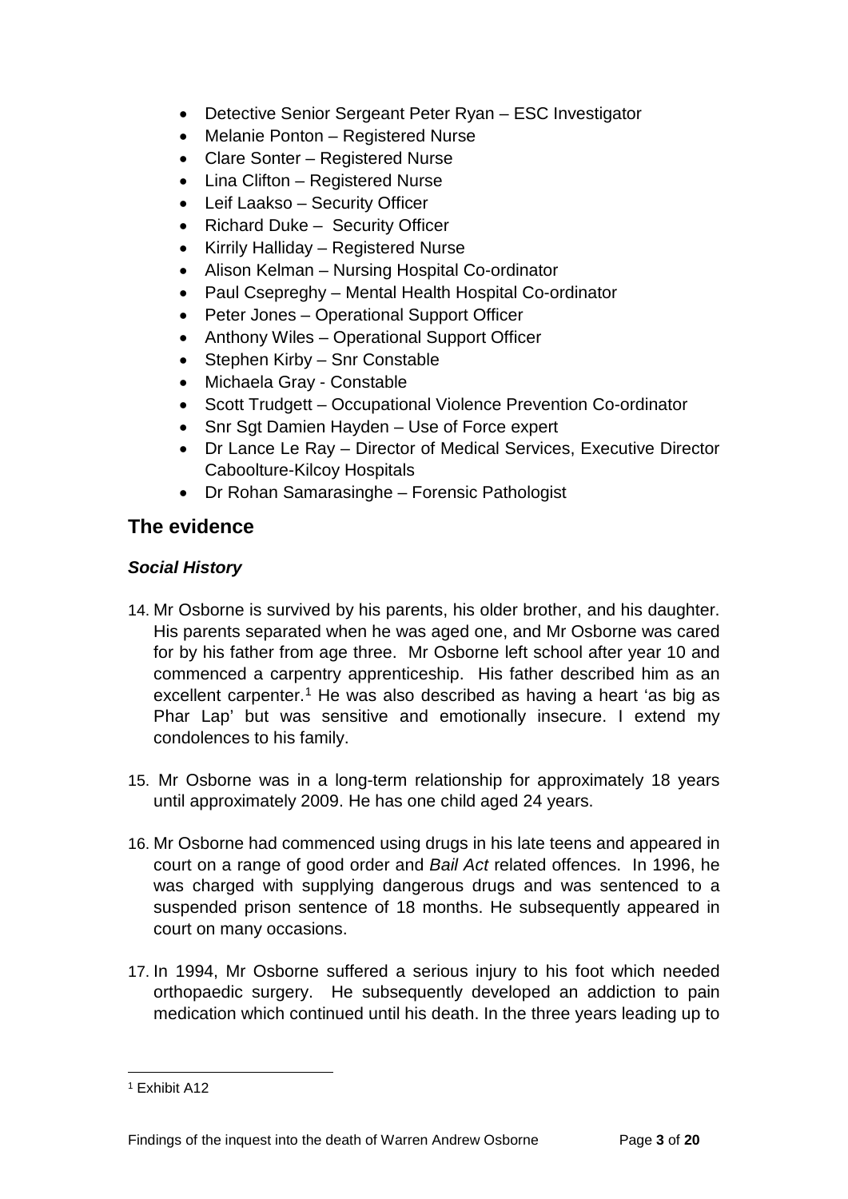- Detective Senior Sergeant Peter Ryan – ESC Investigator
- Melanie Ponton – Registered Nurse
- Clare Sonter – Registered Nurse
- Lina Clifton – Registered Nurse
- Leif Laakso – Security Officer
- Richard Duke – Security Officer
- Kirrily Halliday – Registered Nurse
- Alison Kelman – Nursing Hospital Co-ordinator
- Paul Csepreghy – Mental Health Hospital Co-ordinator
- Peter Jones – Operational Support Officer
- Anthony Wiles – Operational Support Officer
- Stephen Kirby – Snr Constable
- Michaela Gray - Constable
- Scott Trudgett – Occupational Violence Prevention Co-ordinator
- Snr Sgt Damien Hayden – Use of Force expert
- Dr Lance Le Ray – Director of Medical Services, Executive Director Caboolture-Kilcoy Hospitals
- Dr Rohan Samarasinghe – Forensic Pathologist

## The evidence

### *Social History*

14. Mr Osborne is survived by his parents, his older brother, and his daughter. His parents separated when he was aged one, and Mr Osborne was cared for by his father from age three. Mr Osborne left school after year 10 and commenced a carpentry apprenticeship. His father described him as an excellent carpenter.[1] He was also described as having a heart 'as big as Phar Lap' but was sensitive and emotionally insecure. I extend my condolences to his family.

15. Mr Osborne was in a long-term relationship for approximately 18 years until approximately 2009. He has one child aged 24 years.

16. Mr Osborne had commenced using drugs in his late teens and appeared in court on a range of good order and *Bail Act* related offences. In 1996, he was charged with supplying dangerous drugs and was sentenced to a suspended prison sentence of 18 months. He subsequently appeared in court on many occasions.

17. In 1994, Mr Osborne suffered a serious injury to his foot which needed orthopaedic surgery. He subsequently developed an addiction to pain medication which continued until his death. In the three years leading up to

[1] Exhibit A12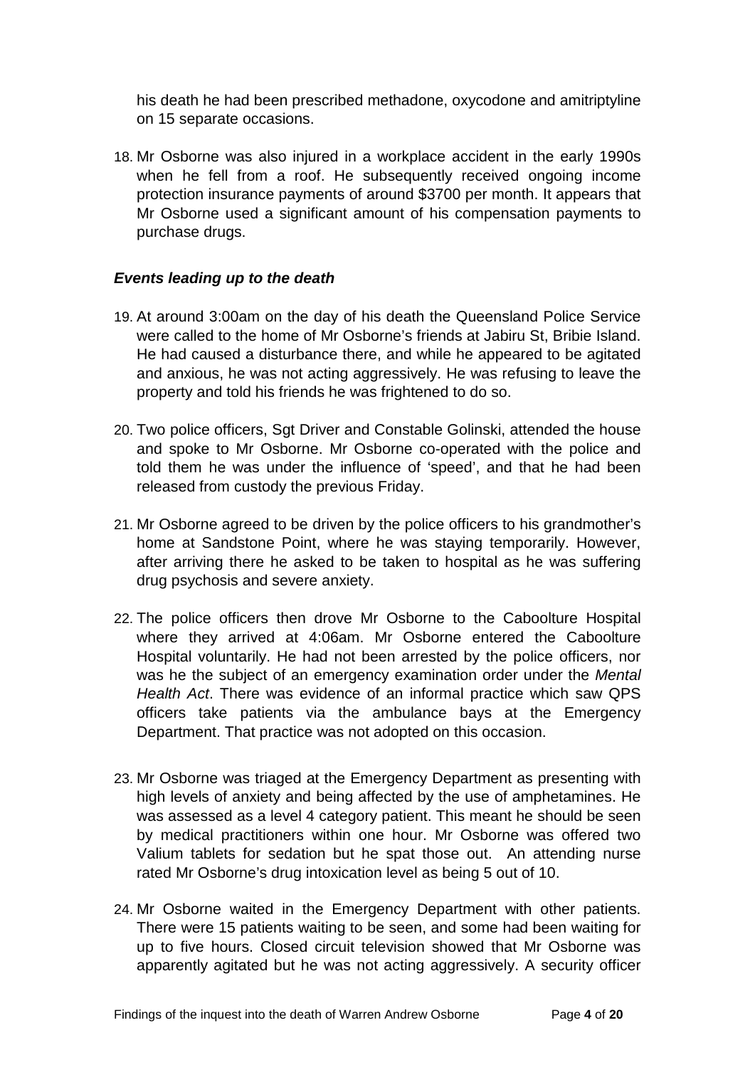his death he had been prescribed methadone, oxycodone and amitriptyline on 15 separate occasions.

18. Mr Osborne was also injured in a workplace accident in the early 1990s when he fell from a roof. He subsequently received ongoing income protection insurance payments of around $3700 per month. It appears that Mr Osborne used a significant amount of his compensation payments to purchase drugs.

### *Events leading up to the death*

19. At around 3:00am on the day of his death the Queensland Police Service were called to the home of Mr Osborne's friends at Jabiru St, Bribie Island. He had caused a disturbance there, and while he appeared to be agitated and anxious, he was not acting aggressively. He was refusing to leave the property and told his friends he was frightened to do so.

20. Two police officers, Sgt Driver and Constable Golinski, attended the house and spoke to Mr Osborne. Mr Osborne co-operated with the police and told them he was under the influence of 'speed', and that he had been released from custody the previous Friday.

21. Mr Osborne agreed to be driven by the police officers to his grandmother's home at Sandstone Point, where he was staying temporarily. However, after arriving there he asked to be taken to hospital as he was suffering drug psychosis and severe anxiety.

22. The police officers then drove Mr Osborne to the Caboolture Hospital where they arrived at 4:06am. Mr Osborne entered the Caboolture Hospital voluntarily. He had not been arrested by the police officers, nor was he the subject of an emergency examination order under the *Mental Health Act*. There was evidence of an informal practice which saw QPS officers take patients via the ambulance bays at the Emergency Department. That practice was not adopted on this occasion.

23. Mr Osborne was triaged at the Emergency Department as presenting with high levels of anxiety and being affected by the use of amphetamines. He was assessed as a level 4 category patient. This meant he should be seen by medical practitioners within one hour. Mr Osborne was offered two Valium tablets for sedation but he spat those out. An attending nurse rated Mr Osborne's drug intoxication level as being 5 out of 10.

24. Mr Osborne waited in the Emergency Department with other patients. There were 15 patients waiting to be seen, and some had been waiting for up to five hours. Closed circuit television showed that Mr Osborne was apparently agitated but he was not acting aggressively. A security officer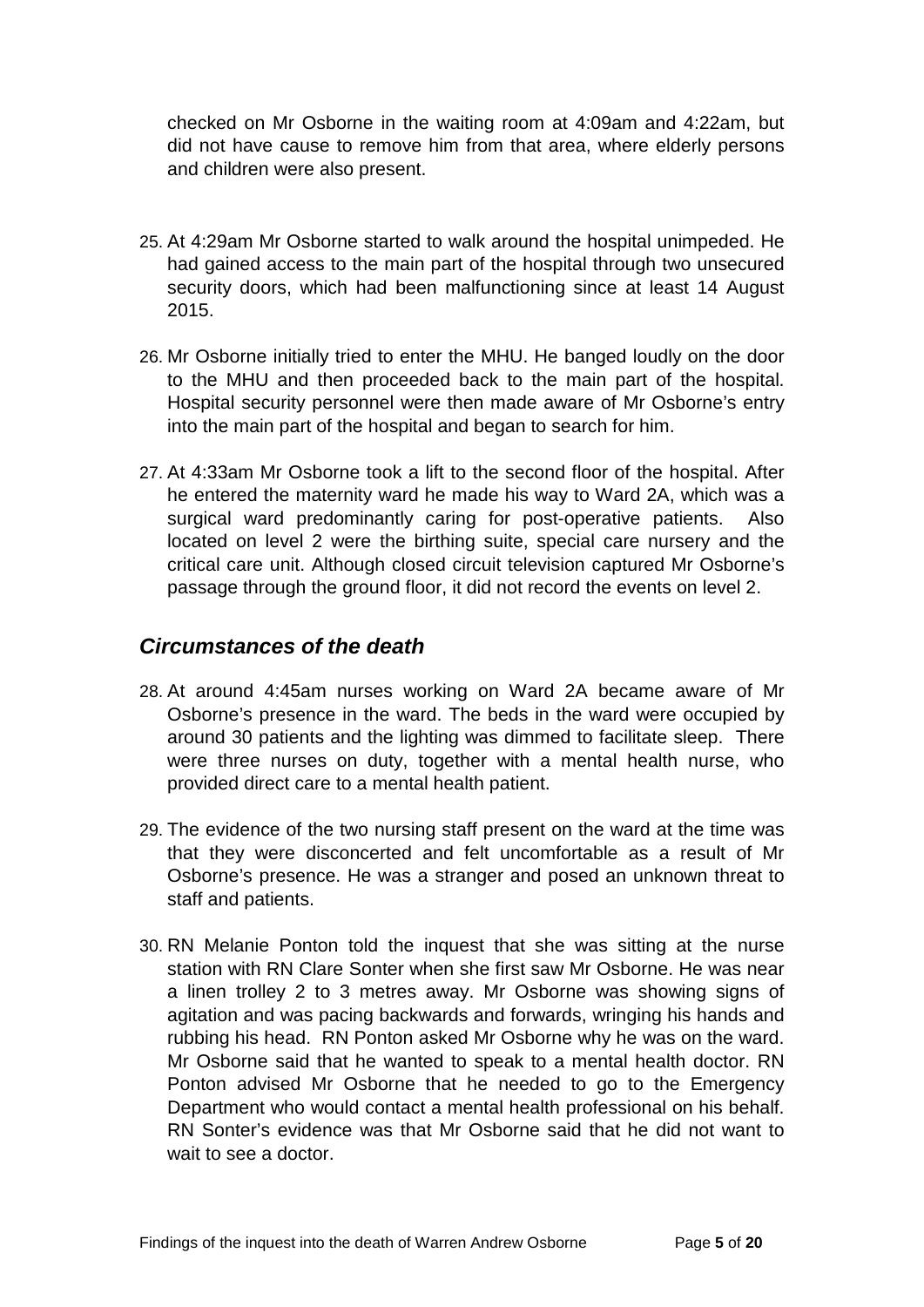checked on Mr Osborne in the waiting room at 4:09am and 4:22am, but did not have cause to remove him from that area, where elderly persons and children were also present.

25. At 4:29am Mr Osborne started to walk around the hospital unimpeded. He had gained access to the main part of the hospital through two unsecured security doors, which had been malfunctioning since at least 14 August 2015.

26. Mr Osborne initially tried to enter the MHU. He banged loudly on the door to the MHU and then proceeded back to the main part of the hospital. Hospital security personnel were then made aware of Mr Osborne's entry into the main part of the hospital and began to search for him.

27. At 4:33am Mr Osborne took a lift to the second floor of the hospital. After he entered the maternity ward he made his way to Ward 2A, which was a surgical ward predominantly caring for post-operative patients. Also located on level 2 were the birthing suite, special care nursery and the critical care unit. Although closed circuit television captured Mr Osborne's passage through the ground floor, it did not record the events on level 2.

## *Circumstances of the death*

28. At around 4:45am nurses working on Ward 2A became aware of Mr Osborne's presence in the ward. The beds in the ward were occupied by around 30 patients and the lighting was dimmed to facilitate sleep. There were three nurses on duty, together with a mental health nurse, who provided direct care to a mental health patient.

29. The evidence of the two nursing staff present on the ward at the time was that they were disconcerted and felt uncomfortable as a result of Mr Osborne's presence. He was a stranger and posed an unknown threat to staff and patients.

30. RN Melanie Ponton told the inquest that she was sitting at the nurse station with RN Clare Sonter when she first saw Mr Osborne. He was near a linen trolley 2 to 3 metres away. Mr Osborne was showing signs of agitation and was pacing backwards and forwards, wringing his hands and rubbing his head. RN Ponton asked Mr Osborne why he was on the ward. Mr Osborne said that he wanted to speak to a mental health doctor. RN Ponton advised Mr Osborne that he needed to go to the Emergency Department who would contact a mental health professional on his behalf. RN Sonter's evidence was that Mr Osborne said that he did not want to wait to see a doctor.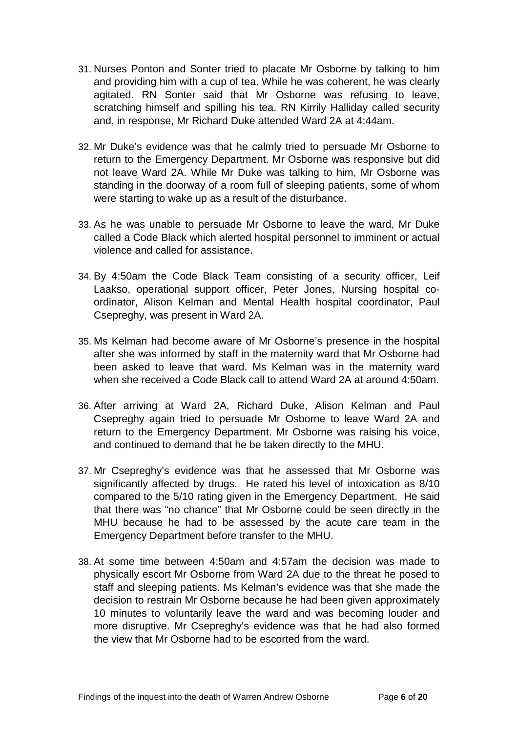31. Nurses Ponton and Sonter tried to placate Mr Osborne by talking to him and providing him with a cup of tea. While he was coherent, he was clearly agitated. RN Sonter said that Mr Osborne was refusing to leave, scratching himself and spilling his tea. RN Kirrily Halliday called security and, in response, Mr Richard Duke attended Ward 2A at 4:44am.

32. Mr Duke's evidence was that he calmly tried to persuade Mr Osborne to return to the Emergency Department. Mr Osborne was responsive but did not leave Ward 2A. While Mr Duke was talking to him, Mr Osborne was standing in the doorway of a room full of sleeping patients, some of whom were starting to wake up as a result of the disturbance.

33. As he was unable to persuade Mr Osborne to leave the ward, Mr Duke called a Code Black which alerted hospital personnel to imminent or actual violence and called for assistance.

34. By 4:50am the Code Black Team consisting of a security officer, Leif Laakso, operational support officer, Peter Jones, Nursing hospital co-ordinator, Alison Kelman and Mental Health hospital coordinator, Paul Csepreghy, was present in Ward 2A.

35. Ms Kelman had become aware of Mr Osborne's presence in the hospital after she was informed by staff in the maternity ward that Mr Osborne had been asked to leave that ward. Ms Kelman was in the maternity ward when she received a Code Black call to attend Ward 2A at around 4:50am.

36. After arriving at Ward 2A, Richard Duke, Alison Kelman and Paul Csepreghy again tried to persuade Mr Osborne to leave Ward 2A and return to the Emergency Department. Mr Osborne was raising his voice, and continued to demand that he be taken directly to the MHU.

37. Mr Csepreghy's evidence was that he assessed that Mr Osborne was significantly affected by drugs. He rated his level of intoxication as 8/10 compared to the 5/10 rating given in the Emergency Department. He said that there was "no chance" that Mr Osborne could be seen directly in the MHU because he had to be assessed by the acute care team in the Emergency Department before transfer to the MHU.

38. At some time between 4:50am and 4:57am the decision was made to physically escort Mr Osborne from Ward 2A due to the threat he posed to staff and sleeping patients. Ms Kelman's evidence was that she made the decision to restrain Mr Osborne because he had been given approximately 10 minutes to voluntarily leave the ward and was becoming louder and more disruptive. Mr Csepreghy's evidence was that he had also formed the view that Mr Osborne had to be escorted from the ward.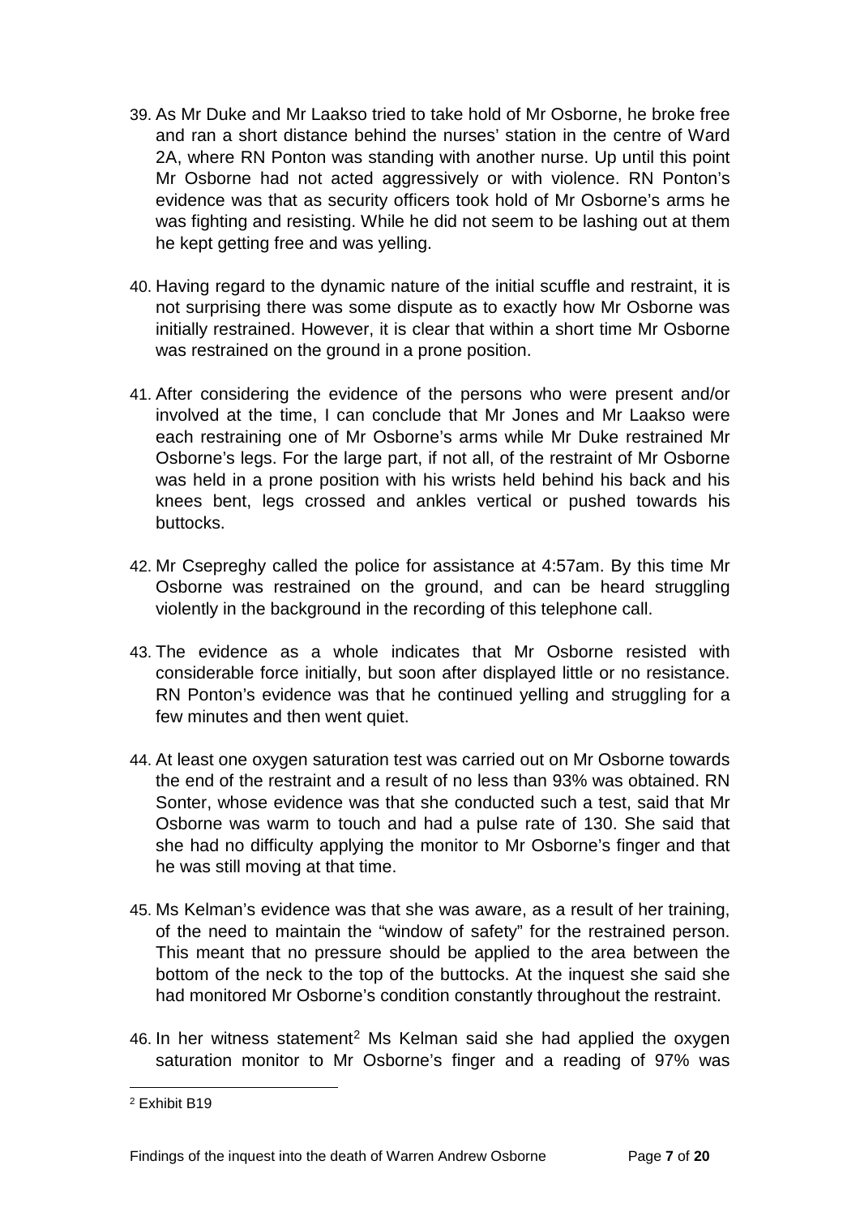39. As Mr Duke and Mr Laakso tried to take hold of Mr Osborne, he broke free and ran a short distance behind the nurses' station in the centre of Ward 2A, where RN Ponton was standing with another nurse. Up until this point Mr Osborne had not acted aggressively or with violence. RN Ponton's evidence was that as security officers took hold of Mr Osborne's arms he was fighting and resisting. While he did not seem to be lashing out at them he kept getting free and was yelling.

40. Having regard to the dynamic nature of the initial scuffle and restraint, it is not surprising there was some dispute as to exactly how Mr Osborne was initially restrained. However, it is clear that within a short time Mr Osborne was restrained on the ground in a prone position.

41. After considering the evidence of the persons who were present and/or involved at the time, I can conclude that Mr Jones and Mr Laakso were each restraining one of Mr Osborne's arms while Mr Duke restrained Mr Osborne's legs. For the large part, if not all, of the restraint of Mr Osborne was held in a prone position with his wrists held behind his back and his knees bent, legs crossed and ankles vertical or pushed towards his buttocks.

42. Mr Csepreghy called the police for assistance at 4:57am. By this time Mr Osborne was restrained on the ground, and can be heard struggling violently in the background in the recording of this telephone call.

43. The evidence as a whole indicates that Mr Osborne resisted with considerable force initially, but soon after displayed little or no resistance. RN Ponton's evidence was that he continued yelling and struggling for a few minutes and then went quiet.

44. At least one oxygen saturation test was carried out on Mr Osborne towards the end of the restraint and a result of no less than 93% was obtained. RN Sonter, whose evidence was that she conducted such a test, said that Mr Osborne was warm to touch and had a pulse rate of 130. She said that she had no difficulty applying the monitor to Mr Osborne's finger and that he was still moving at that time.

45. Ms Kelman's evidence was that she was aware, as a result of her training, of the need to maintain the "window of safety" for the restrained person. This meant that no pressure should be applied to the area between the bottom of the neck to the top of the buttocks. At the inquest she said she had monitored Mr Osborne's condition constantly throughout the restraint.

46. In her witness statement[2] Ms Kelman said she had applied the oxygen saturation monitor to Mr Osborne's finger and a reading of 97% was

[2] Exhibit B19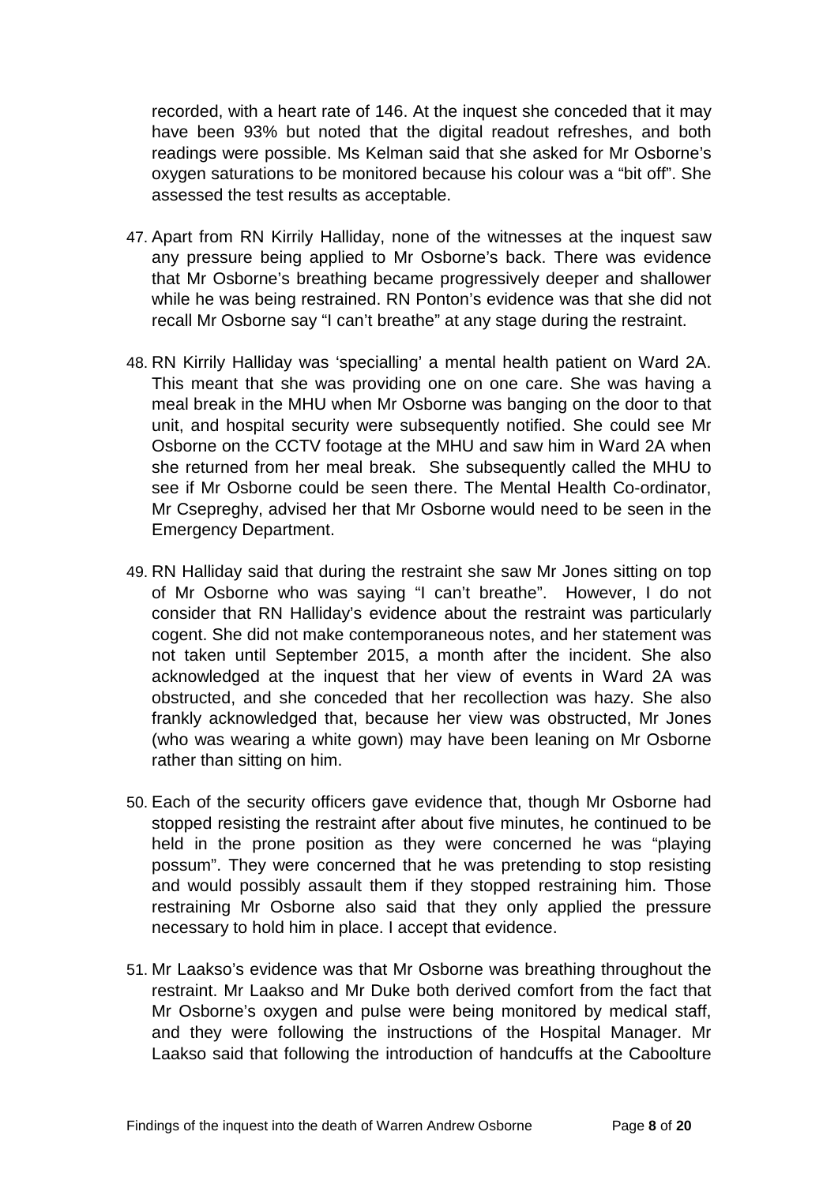recorded, with a heart rate of 146. At the inquest she conceded that it may have been 93% but noted that the digital readout refreshes, and both readings were possible. Ms Kelman said that she asked for Mr Osborne's oxygen saturations to be monitored because his colour was a "bit off". She assessed the test results as acceptable.

47. Apart from RN Kirrily Halliday, none of the witnesses at the inquest saw any pressure being applied to Mr Osborne's back. There was evidence that Mr Osborne's breathing became progressively deeper and shallower while he was being restrained. RN Ponton's evidence was that she did not recall Mr Osborne say "I can't breathe" at any stage during the restraint.

48. RN Kirrily Halliday was 'specialling' a mental health patient on Ward 2A. This meant that she was providing one on one care. She was having a meal break in the MHU when Mr Osborne was banging on the door to that unit, and hospital security were subsequently notified. She could see Mr Osborne on the CCTV footage at the MHU and saw him in Ward 2A when she returned from her meal break. She subsequently called the MHU to see if Mr Osborne could be seen there. The Mental Health Co-ordinator, Mr Csepreghy, advised her that Mr Osborne would need to be seen in the Emergency Department.

49. RN Halliday said that during the restraint she saw Mr Jones sitting on top of Mr Osborne who was saying "I can't breathe". However, I do not consider that RN Halliday's evidence about the restraint was particularly cogent. She did not make contemporaneous notes, and her statement was not taken until September 2015, a month after the incident. She also acknowledged at the inquest that her view of events in Ward 2A was obstructed, and she conceded that her recollection was hazy. She also frankly acknowledged that, because her view was obstructed, Mr Jones (who was wearing a white gown) may have been leaning on Mr Osborne rather than sitting on him.

50. Each of the security officers gave evidence that, though Mr Osborne had stopped resisting the restraint after about five minutes, he continued to be held in the prone position as they were concerned he was "playing possum". They were concerned that he was pretending to stop resisting and would possibly assault them if they stopped restraining him. Those restraining Mr Osborne also said that they only applied the pressure necessary to hold him in place. I accept that evidence.

51. Mr Laakso's evidence was that Mr Osborne was breathing throughout the restraint. Mr Laakso and Mr Duke both derived comfort from the fact that Mr Osborne's oxygen and pulse were being monitored by medical staff, and they were following the instructions of the Hospital Manager. Mr Laakso said that following the introduction of handcuffs at the Caboolture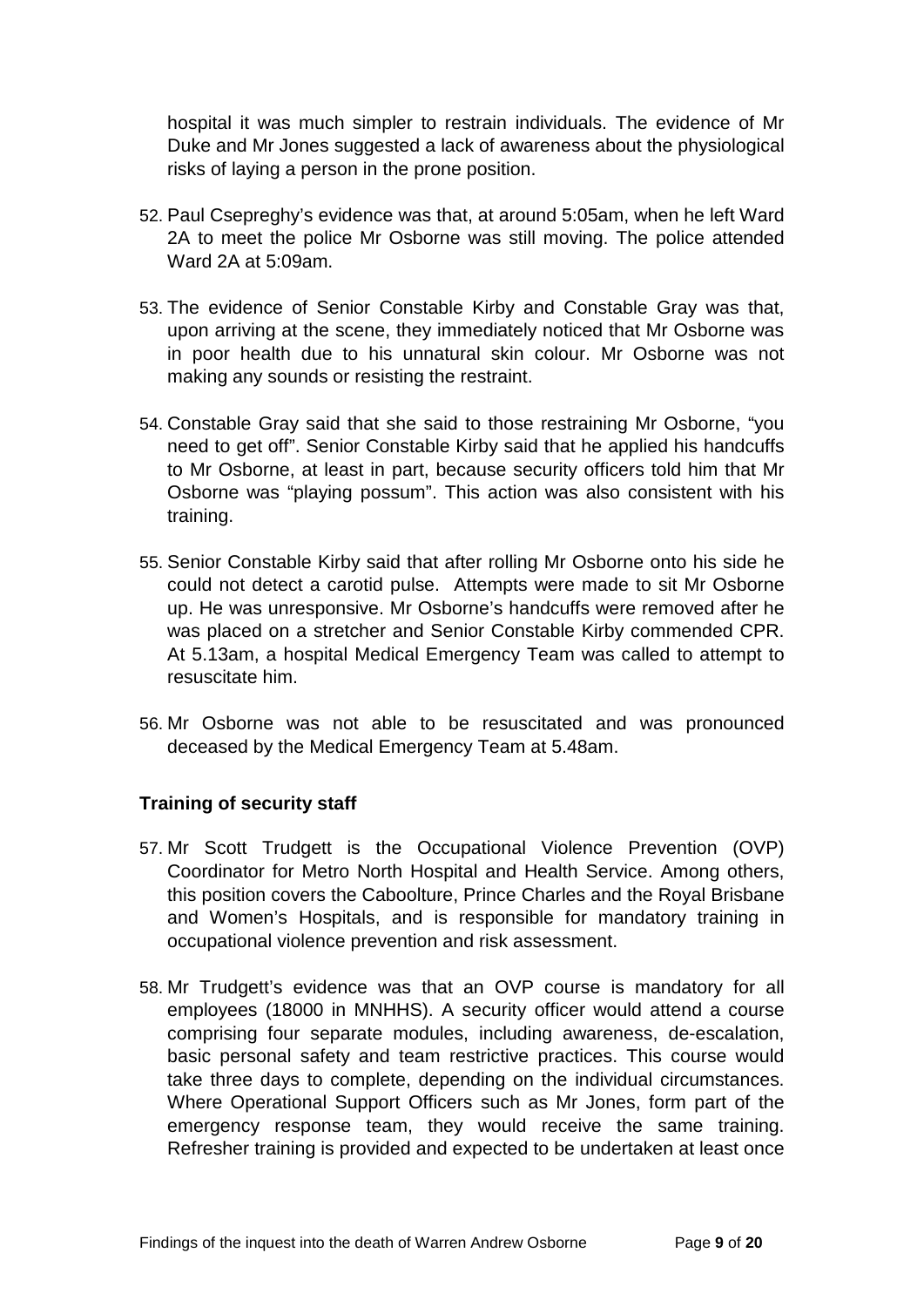hospital it was much simpler to restrain individuals. The evidence of Mr Duke and Mr Jones suggested a lack of awareness about the physiological risks of laying a person in the prone position.

52. Paul Csepreghy's evidence was that, at around 5:05am, when he left Ward 2A to meet the police Mr Osborne was still moving. The police attended Ward 2A at 5:09am.

53. The evidence of Senior Constable Kirby and Constable Gray was that, upon arriving at the scene, they immediately noticed that Mr Osborne was in poor health due to his unnatural skin colour. Mr Osborne was not making any sounds or resisting the restraint.

54. Constable Gray said that she said to those restraining Mr Osborne, "you need to get off". Senior Constable Kirby said that he applied his handcuffs to Mr Osborne, at least in part, because security officers told him that Mr Osborne was "playing possum". This action was also consistent with his training.

55. Senior Constable Kirby said that after rolling Mr Osborne onto his side he could not detect a carotid pulse. Attempts were made to sit Mr Osborne up. He was unresponsive. Mr Osborne's handcuffs were removed after he was placed on a stretcher and Senior Constable Kirby commended CPR. At 5.13am, a hospital Medical Emergency Team was called to attempt to resuscitate him.

56. Mr Osborne was not able to be resuscitated and was pronounced deceased by the Medical Emergency Team at 5.48am.

### Training of security staff

57. Mr Scott Trudgett is the Occupational Violence Prevention (OVP) Coordinator for Metro North Hospital and Health Service. Among others, this position covers the Caboolture, Prince Charles and the Royal Brisbane and Women's Hospitals, and is responsible for mandatory training in occupational violence prevention and risk assessment.

58. Mr Trudgett's evidence was that an OVP course is mandatory for all employees (18000 in MNHHS). A security officer would attend a course comprising four separate modules, including awareness, de-escalation, basic personal safety and team restrictive practices. This course would take three days to complete, depending on the individual circumstances. Where Operational Support Officers such as Mr Jones, form part of the emergency response team, they would receive the same training. Refresher training is provided and expected to be undertaken at least once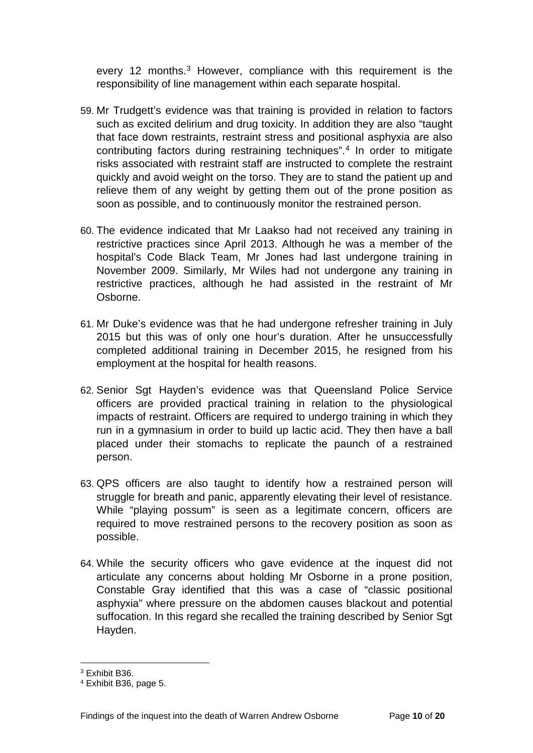every 12 months.[3] However, compliance with this requirement is the responsibility of line management within each separate hospital.

59. Mr Trudgett's evidence was that training is provided in relation to factors such as excited delirium and drug toxicity. In addition they are also "taught that face down restraints, restraint stress and positional asphyxia are also contributing factors during restraining techniques".[4] In order to mitigate risks associated with restraint staff are instructed to complete the restraint quickly and avoid weight on the torso. They are to stand the patient up and relieve them of any weight by getting them out of the prone position as soon as possible, and to continuously monitor the restrained person.

60. The evidence indicated that Mr Laakso had not received any training in restrictive practices since April 2013. Although he was a member of the hospital's Code Black Team, Mr Jones had last undergone training in November 2009. Similarly, Mr Wiles had not undergone any training in restrictive practices, although he had assisted in the restraint of Mr Osborne.

61. Mr Duke's evidence was that he had undergone refresher training in July 2015 but this was of only one hour's duration. After he unsuccessfully completed additional training in December 2015, he resigned from his employment at the hospital for health reasons.

62. Senior Sgt Hayden's evidence was that Queensland Police Service officers are provided practical training in relation to the physiological impacts of restraint. Officers are required to undergo training in which they run in a gymnasium in order to build up lactic acid. They then have a ball placed under their stomachs to replicate the paunch of a restrained person.

63. QPS officers are also taught to identify how a restrained person will struggle for breath and panic, apparently elevating their level of resistance. While "playing possum" is seen as a legitimate concern, officers are required to move restrained persons to the recovery position as soon as possible.

64. While the security officers who gave evidence at the inquest did not articulate any concerns about holding Mr Osborne in a prone position, Constable Gray identified that this was a case of "classic positional asphyxia" where pressure on the abdomen causes blackout and potential suffocation. In this regard she recalled the training described by Senior Sgt Hayden.

---

[3] Exhibit B36.

[4] Exhibit B36, page 5.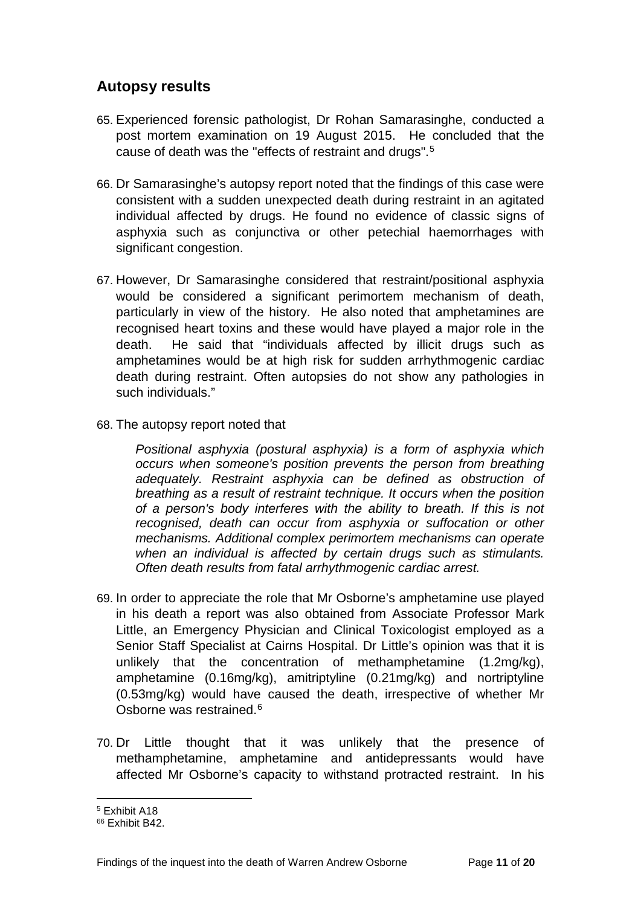## Autopsy results

65. Experienced forensic pathologist, Dr Rohan Samarasinghe, conducted a post mortem examination on 19 August 2015. He concluded that the cause of death was the "effects of restraint and drugs".[5]

66. Dr Samarasinghe's autopsy report noted that the findings of this case were consistent with a sudden unexpected death during restraint in an agitated individual affected by drugs. He found no evidence of classic signs of asphyxia such as conjunctiva or other petechial haemorrhages with significant congestion.

67. However, Dr Samarasinghe considered that restraint/positional asphyxia would be considered a significant perimortem mechanism of death, particularly in view of the history. He also noted that amphetamines are recognised heart toxins and these would have played a major role in the death. He said that "individuals affected by illicit drugs such as amphetamines would be at high risk for sudden arrhythmogenic cardiac death during restraint. Often autopsies do not show any pathologies in such individuals."

68. The autopsy report noted that

    *Positional asphyxia (postural asphyxia) is a form of asphyxia which occurs when someone's position prevents the person from breathing adequately. Restraint asphyxia can be defined as obstruction of breathing as a result of restraint technique. It occurs when the position of a person's body interferes with the ability to breath. If this is not recognised, death can occur from asphyxia or suffocation or other mechanisms. Additional complex perimortem mechanisms can operate when an individual is affected by certain drugs such as stimulants. Often death results from fatal arrhythmogenic cardiac arrest.*

69. In order to appreciate the role that Mr Osborne's amphetamine use played in his death a report was also obtained from Associate Professor Mark Little, an Emergency Physician and Clinical Toxicologist employed as a Senior Staff Specialist at Cairns Hospital. Dr Little's opinion was that it is unlikely that the concentration of methamphetamine (1.2mg/kg), amphetamine (0.16mg/kg), amitriptyline (0.21mg/kg) and nortriptyline (0.53mg/kg) would have caused the death, irrespective of whether Mr Osborne was restrained.[6]

70. Dr Little thought that it was unlikely that the presence of methamphetamine, amphetamine and antidepressants would have affected Mr Osborne's capacity to withstand protracted restraint. In his

---

[5] Exhibit A18

[66] Exhibit B42.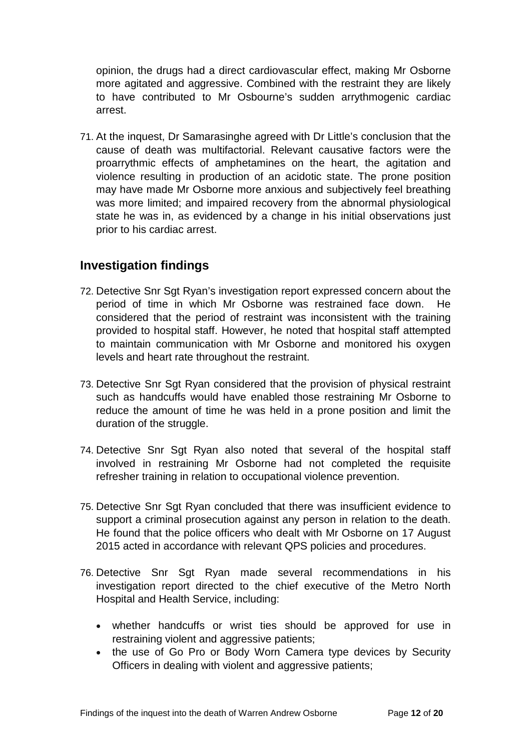opinion, the drugs had a direct cardiovascular effect, making Mr Osborne more agitated and aggressive. Combined with the restraint they are likely to have contributed to Mr Osbourne's sudden arrythmogenic cardiac arrest.

71. At the inquest, Dr Samarasinghe agreed with Dr Little's conclusion that the cause of death was multifactorial. Relevant causative factors were the proarrythmic effects of amphetamines on the heart, the agitation and violence resulting in production of an acidotic state. The prone position may have made Mr Osborne more anxious and subjectively feel breathing was more limited; and impaired recovery from the abnormal physiological state he was in, as evidenced by a change in his initial observations just prior to his cardiac arrest.

## Investigation findings

72. Detective Snr Sgt Ryan's investigation report expressed concern about the period of time in which Mr Osborne was restrained face down. He considered that the period of restraint was inconsistent with the training provided to hospital staff. However, he noted that hospital staff attempted to maintain communication with Mr Osborne and monitored his oxygen levels and heart rate throughout the restraint.

73. Detective Snr Sgt Ryan considered that the provision of physical restraint such as handcuffs would have enabled those restraining Mr Osborne to reduce the amount of time he was held in a prone position and limit the duration of the struggle.

74. Detective Snr Sgt Ryan also noted that several of the hospital staff involved in restraining Mr Osborne had not completed the requisite refresher training in relation to occupational violence prevention.

75. Detective Snr Sgt Ryan concluded that there was insufficient evidence to support a criminal prosecution against any person in relation to the death. He found that the police officers who dealt with Mr Osborne on 17 August 2015 acted in accordance with relevant QPS policies and procedures.

76. Detective Snr Sgt Ryan made several recommendations in his investigation report directed to the chief executive of the Metro North Hospital and Health Service, including:

    - whether handcuffs or wrist ties should be approved for use in restraining violent and aggressive patients;
    - the use of Go Pro or Body Worn Camera type devices by Security Officers in dealing with violent and aggressive patients;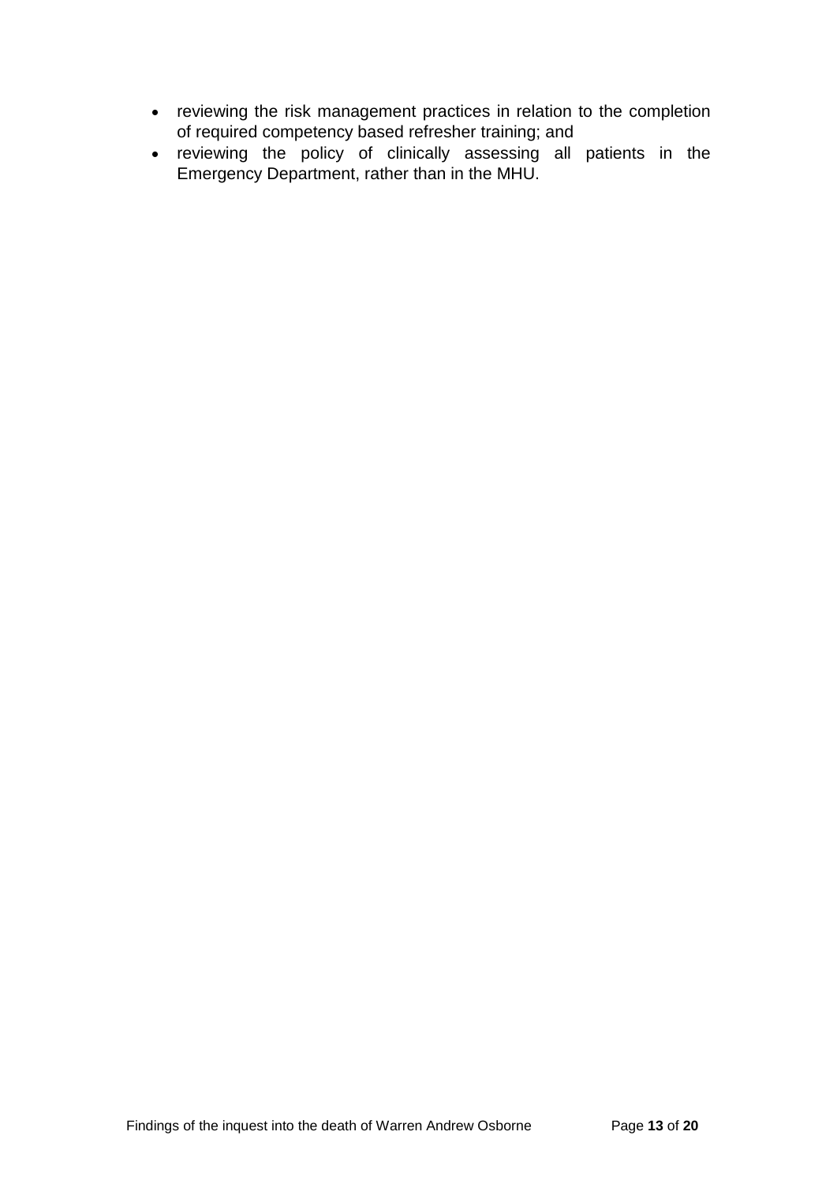- reviewing the risk management practices in relation to the completion of required competency based refresher training; and
- reviewing the policy of clinically assessing all patients in the Emergency Department, rather than in the MHU.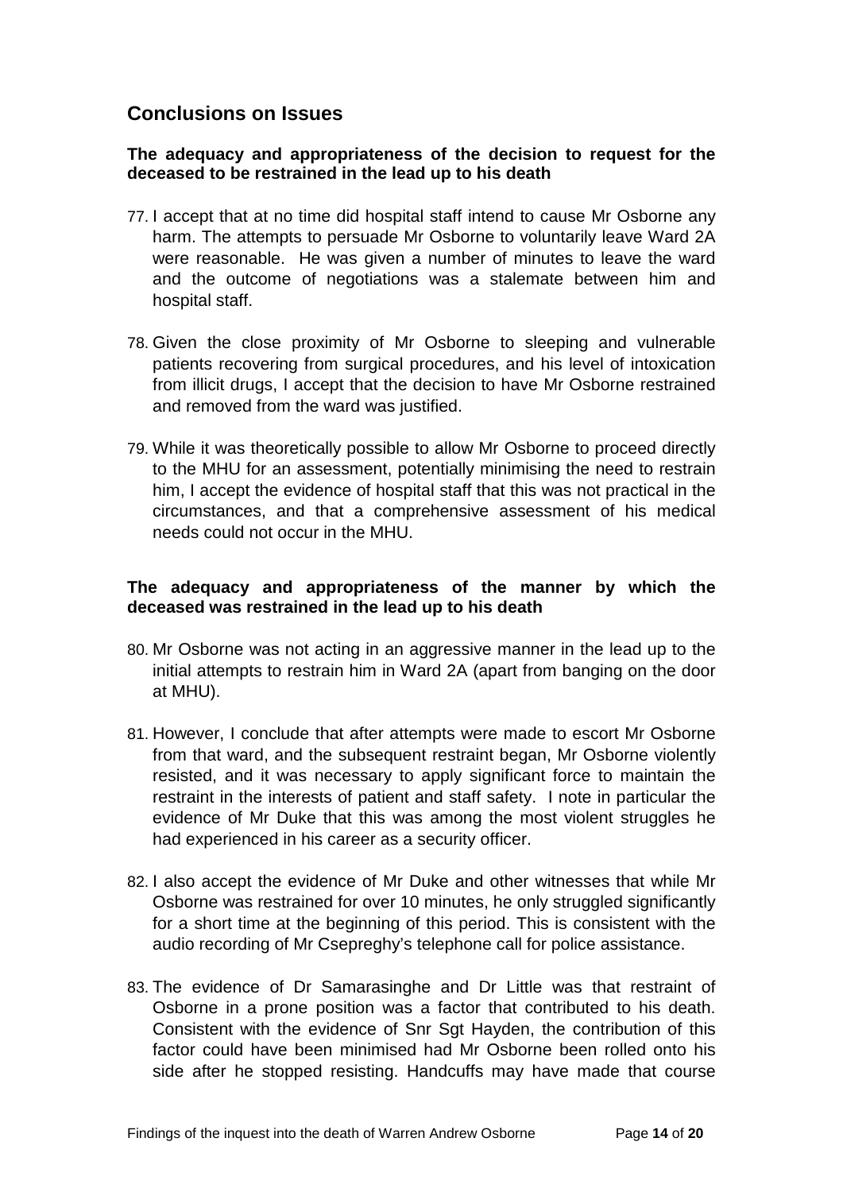## Conclusions on Issues

### The adequacy and appropriateness of the decision to request for the deceased to be restrained in the lead up to his death

77. I accept that at no time did hospital staff intend to cause Mr Osborne any harm. The attempts to persuade Mr Osborne to voluntarily leave Ward 2A were reasonable. He was given a number of minutes to leave the ward and the outcome of negotiations was a stalemate between him and hospital staff.

78. Given the close proximity of Mr Osborne to sleeping and vulnerable patients recovering from surgical procedures, and his level of intoxication from illicit drugs, I accept that the decision to have Mr Osborne restrained and removed from the ward was justified.

79. While it was theoretically possible to allow Mr Osborne to proceed directly to the MHU for an assessment, potentially minimising the need to restrain him, I accept the evidence of hospital staff that this was not practical in the circumstances, and that a comprehensive assessment of his medical needs could not occur in the MHU.

### The adequacy and appropriateness of the manner by which the deceased was restrained in the lead up to his death

80. Mr Osborne was not acting in an aggressive manner in the lead up to the initial attempts to restrain him in Ward 2A (apart from banging on the door at MHU).

81. However, I conclude that after attempts were made to escort Mr Osborne from that ward, and the subsequent restraint began, Mr Osborne violently resisted, and it was necessary to apply significant force to maintain the restraint in the interests of patient and staff safety. I note in particular the evidence of Mr Duke that this was among the most violent struggles he had experienced in his career as a security officer.

82. I also accept the evidence of Mr Duke and other witnesses that while Mr Osborne was restrained for over 10 minutes, he only struggled significantly for a short time at the beginning of this period. This is consistent with the audio recording of Mr Csepreghy's telephone call for police assistance.

83. The evidence of Dr Samarasinghe and Dr Little was that restraint of Osborne in a prone position was a factor that contributed to his death. Consistent with the evidence of Snr Sgt Hayden, the contribution of this factor could have been minimised had Mr Osborne been rolled onto his side after he stopped resisting. Handcuffs may have made that course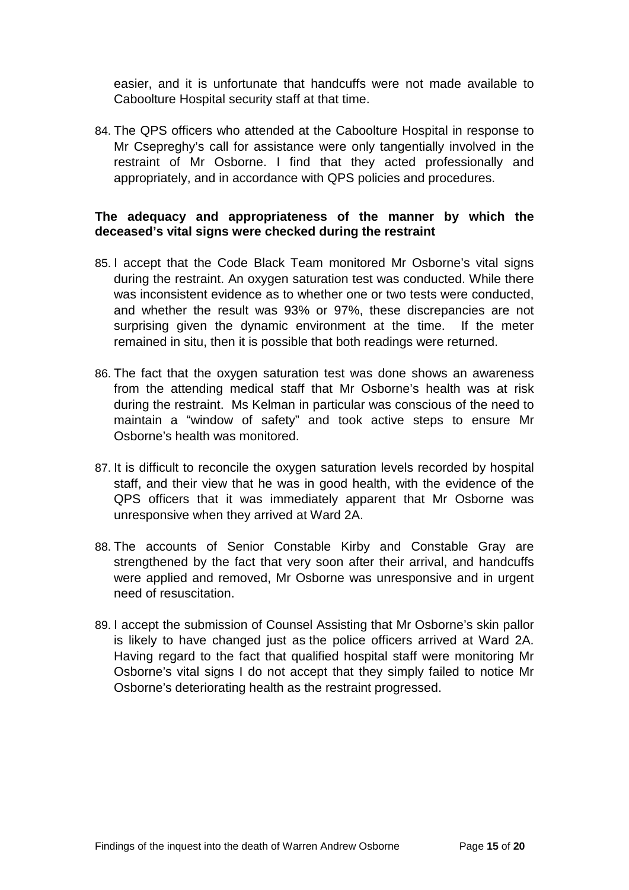easier, and it is unfortunate that handcuffs were not made available to Caboolture Hospital security staff at that time.

84. The QPS officers who attended at the Caboolture Hospital in response to Mr Csepreghy's call for assistance were only tangentially involved in the restraint of Mr Osborne. I find that they acted professionally and appropriately, and in accordance with QPS policies and procedures.

**The adequacy and appropriateness of the manner by which the deceased's vital signs were checked during the restraint**

85. I accept that the Code Black Team monitored Mr Osborne's vital signs during the restraint. An oxygen saturation test was conducted. While there was inconsistent evidence as to whether one or two tests were conducted, and whether the result was 93% or 97%, these discrepancies are not surprising given the dynamic environment at the time. If the meter remained in situ, then it is possible that both readings were returned.

86. The fact that the oxygen saturation test was done shows an awareness from the attending medical staff that Mr Osborne's health was at risk during the restraint. Ms Kelman in particular was conscious of the need to maintain a "window of safety" and took active steps to ensure Mr Osborne's health was monitored.

87. It is difficult to reconcile the oxygen saturation levels recorded by hospital staff, and their view that he was in good health, with the evidence of the QPS officers that it was immediately apparent that Mr Osborne was unresponsive when they arrived at Ward 2A.

88. The accounts of Senior Constable Kirby and Constable Gray are strengthened by the fact that very soon after their arrival, and handcuffs were applied and removed, Mr Osborne was unresponsive and in urgent need of resuscitation.

89. I accept the submission of Counsel Assisting that Mr Osborne's skin pallor is likely to have changed just as the police officers arrived at Ward 2A. Having regard to the fact that qualified hospital staff were monitoring Mr Osborne's vital signs I do not accept that they simply failed to notice Mr Osborne's deteriorating health as the restraint progressed.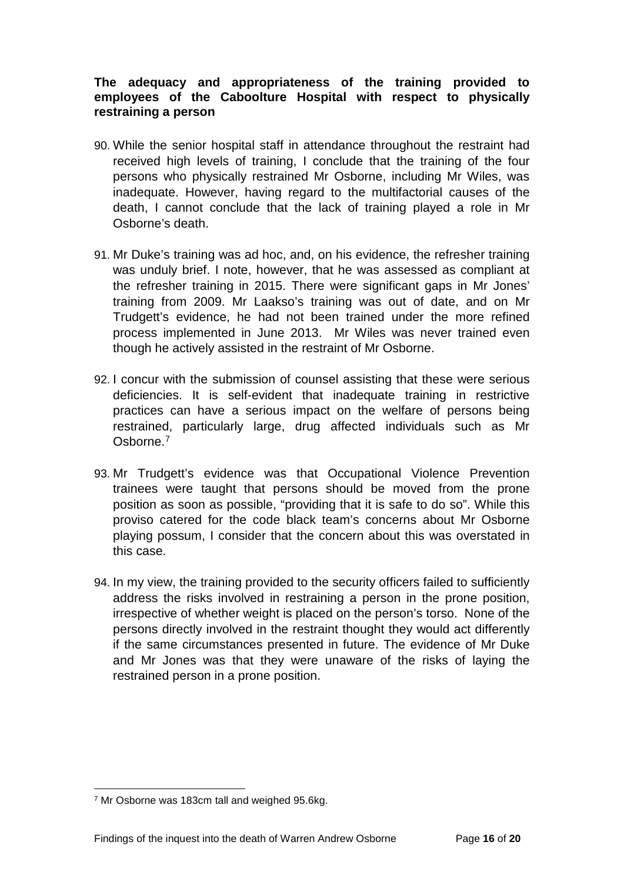**The adequacy and appropriateness of the training provided to employees of the Caboolture Hospital with respect to physically restraining a person**

90. While the senior hospital staff in attendance throughout the restraint had received high levels of training, I conclude that the training of the four persons who physically restrained Mr Osborne, including Mr Wiles, was inadequate. However, having regard to the multifactorial causes of the death, I cannot conclude that the lack of training played a role in Mr Osborne's death.

91. Mr Duke's training was ad hoc, and, on his evidence, the refresher training was unduly brief. I note, however, that he was assessed as compliant at the refresher training in 2015. There were significant gaps in Mr Jones' training from 2009. Mr Laakso's training was out of date, and on Mr Trudgett's evidence, he had not been trained under the more refined process implemented in June 2013. Mr Wiles was never trained even though he actively assisted in the restraint of Mr Osborne.

92. I concur with the submission of counsel assisting that these were serious deficiencies. It is self-evident that inadequate training in restrictive practices can have a serious impact on the welfare of persons being restrained, particularly large, drug affected individuals such as Mr Osborne.[7]

93. Mr Trudgett's evidence was that Occupational Violence Prevention trainees were taught that persons should be moved from the prone position as soon as possible, "providing that it is safe to do so". While this proviso catered for the code black team's concerns about Mr Osborne playing possum, I consider that the concern about this was overstated in this case.

94. In my view, the training provided to the security officers failed to sufficiently address the risks involved in restraining a person in the prone position, irrespective of whether weight is placed on the person's torso. None of the persons directly involved in the restraint thought they would act differently if the same circumstances presented in future. The evidence of Mr Duke and Mr Jones was that they were unaware of the risks of laying the restrained person in a prone position.

[7] Mr Osborne was 183cm tall and weighed 95.6kg.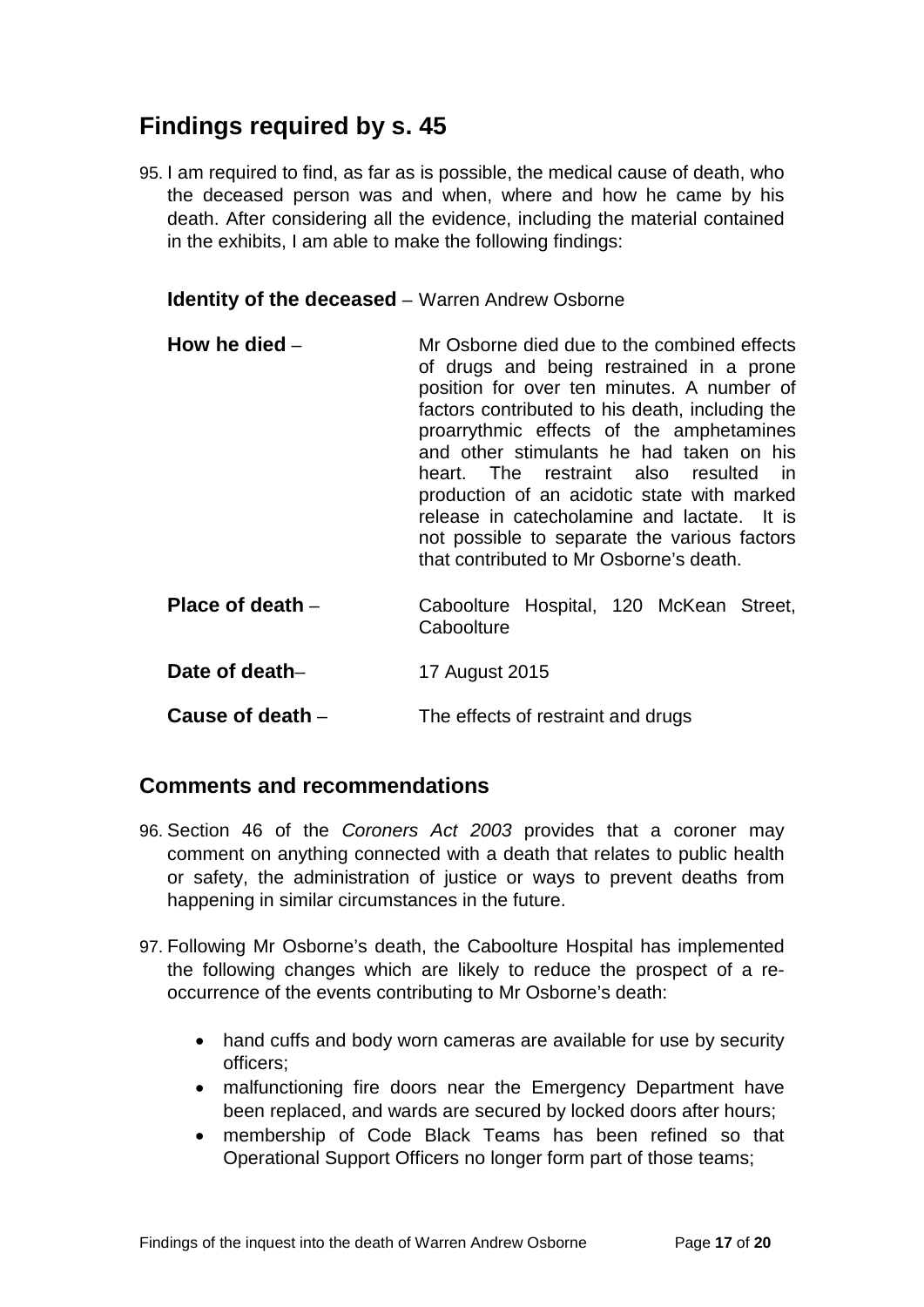## Findings required by s. 45

95. I am required to find, as far as is possible, the medical cause of death, who the deceased person was and when, where and how he came by his death. After considering all the evidence, including the material contained in the exhibits, I am able to make the following findings:

**Identity of the deceased** – Warren Andrew Osborne

**How he died** – Mr Osborne died due to the combined effects of drugs and being restrained in a prone position for over ten minutes. A number of factors contributed to his death, including the proarrythmic effects of the amphetamines and other stimulants he had taken on his heart. The restraint also resulted in production of an acidotic state with marked release in catecholamine and lactate. It is not possible to separate the various factors that contributed to Mr Osborne's death.

**Place of death** – Caboolture Hospital, 120 McKean Street, Caboolture

**Date of death**– 17 August 2015

**Cause of death** – The effects of restraint and drugs

## Comments and recommendations

96. Section 46 of the *Coroners Act 2003* provides that a coroner may comment on anything connected with a death that relates to public health or safety, the administration of justice or ways to prevent deaths from happening in similar circumstances in the future.

97. Following Mr Osborne's death, the Caboolture Hospital has implemented the following changes which are likely to reduce the prospect of a re-occurrence of the events contributing to Mr Osborne's death:

- hand cuffs and body worn cameras are available for use by security officers;
- malfunctioning fire doors near the Emergency Department have been replaced, and wards are secured by locked doors after hours;
- membership of Code Black Teams has been refined so that Operational Support Officers no longer form part of those teams;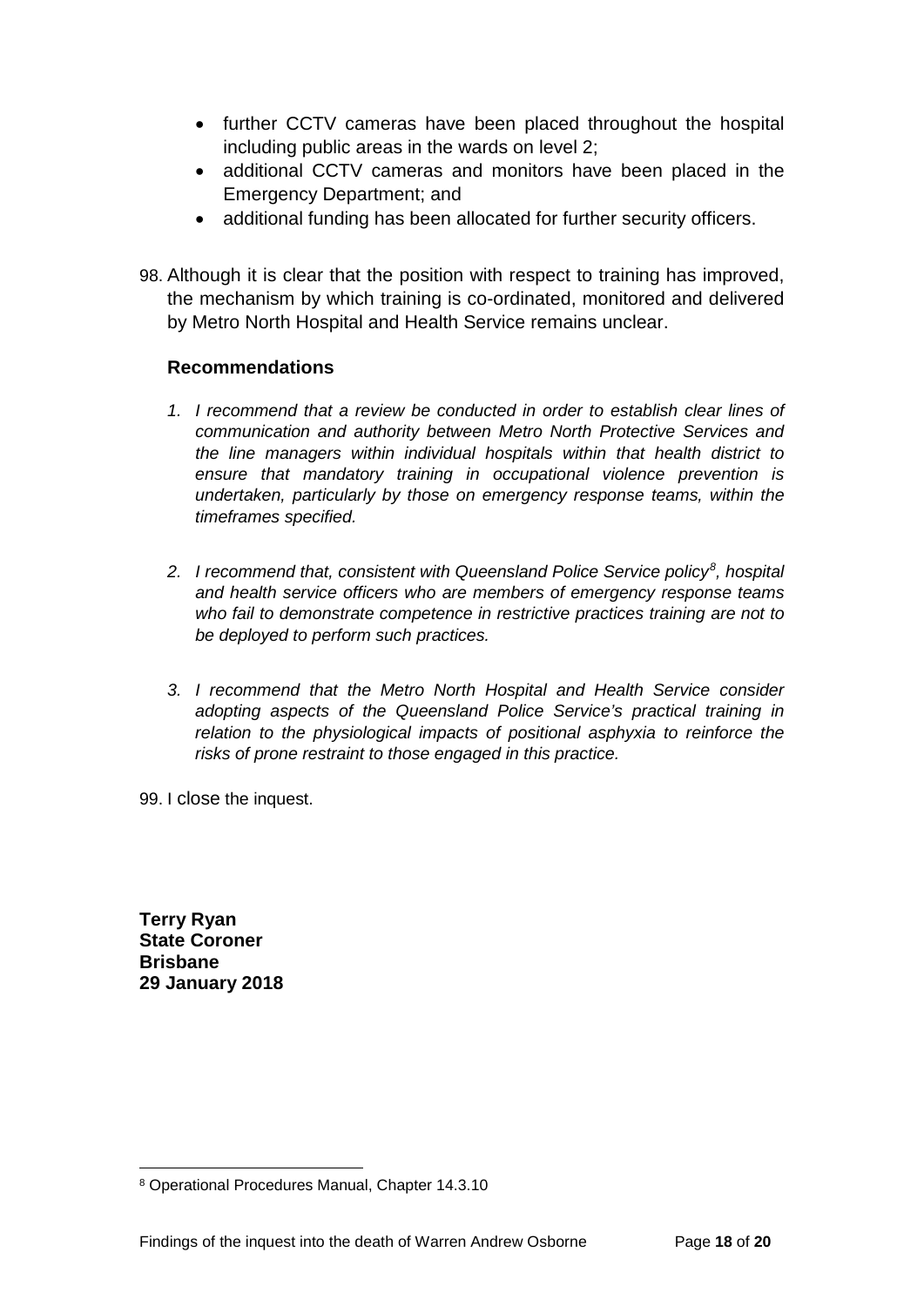- further CCTV cameras have been placed throughout the hospital including public areas in the wards on level 2;
- additional CCTV cameras and monitors have been placed in the Emergency Department; and
- additional funding has been allocated for further security officers.

98. Although it is clear that the position with respect to training has improved, the mechanism by which training is co-ordinated, monitored and delivered by Metro North Hospital and Health Service remains unclear.

### Recommendations

1. *I recommend that a review be conducted in order to establish clear lines of communication and authority between Metro North Protective Services and the line managers within individual hospitals within that health district to ensure that mandatory training in occupational violence prevention is undertaken, particularly by those on emergency response teams, within the timeframes specified.*

2. *I recommend that, consistent with Queensland Police Service policy[8], hospital and health service officers who are members of emergency response teams who fail to demonstrate competence in restrictive practices training are not to be deployed to perform such practices.*

3. *I recommend that the Metro North Hospital and Health Service consider adopting aspects of the Queensland Police Service's practical training in relation to the physiological impacts of positional asphyxia to reinforce the risks of prone restraint to those engaged in this practice.*

99. I close the inquest.

**Terry Ryan**
**State Coroner**
**Brisbane**
**29 January 2018**

[8] Operational Procedures Manual, Chapter 14.3.10